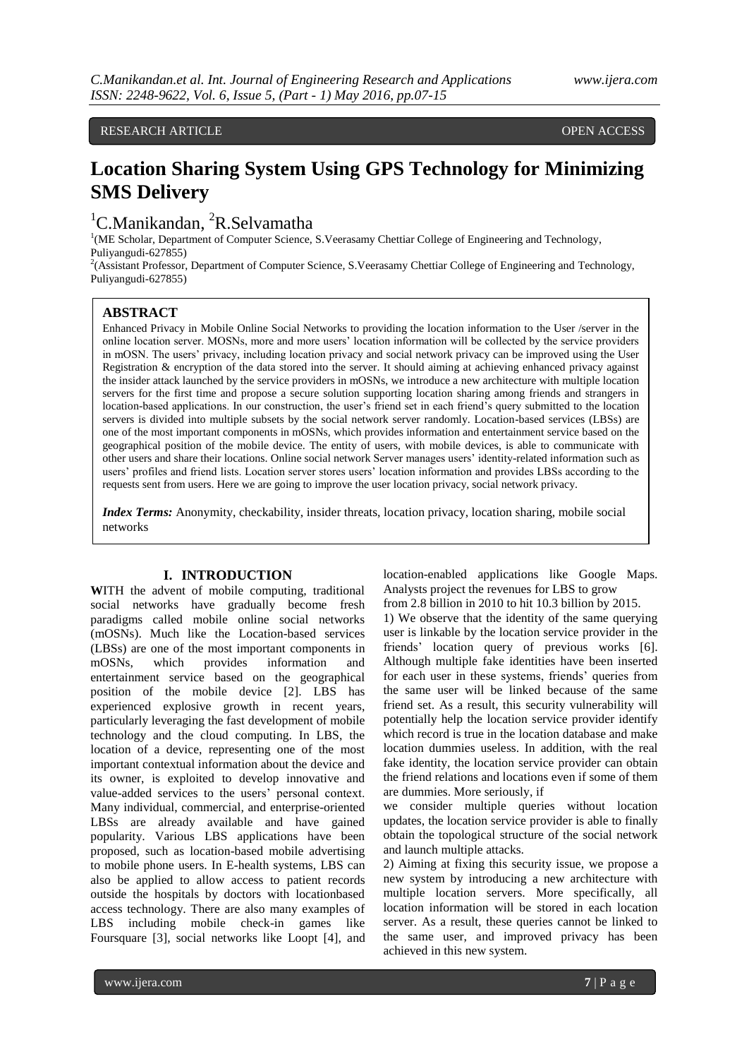RESEARCH ARTICLE OPEN ACCESS

# Location Sharing System Using GPS Technology for Minimizing SMS Delivery

[1]C.Manikandan, [2]R.Selvamatha

[1](ME Scholar, Department of Computer Science, S.Veerasamy Chettiar College of Engineering and Technology, Puliyangudi-627855)
[2](Assistant Professor, Department of Computer Science, S.Veerasamy Chettiar College of Engineering and Technology, Puliyangudi-627855)

## ABSTRACT

Enhanced Privacy in Mobile Online Social Networks to providing the location information to the User /server in the online location server. MOSNs, more and more users' location information will be collected by the service providers in mOSN. The users' privacy, including location privacy and social network privacy can be improved using the User Registration & encryption of the data stored into the server. It should aiming at achieving enhanced privacy against the insider attack launched by the service providers in mOSNs, we introduce a new architecture with multiple location servers for the first time and propose a secure solution supporting location sharing among friends and strangers in location-based applications. In our construction, the user's friend set in each friend's query submitted to the location servers is divided into multiple subsets by the social network server randomly. Location-based services (LBSs) are one of the most important components in mOSNs, which provides information and entertainment service based on the geographical position of the mobile device. The entity of users, with mobile devices, is able to communicate with other users and share their locations. Online social network Server manages users' identity-related information such as users' profiles and friend lists. Location server stores users' location information and provides LBSs according to the requests sent from users. Here we are going to improve the user location privacy, social network privacy.

***Index Terms:*** Anonymity, checkability, insider threats, location privacy, location sharing, mobile social networks

## I. INTRODUCTION

**W**ITH the advent of mobile computing, traditional social networks have gradually become fresh paradigms called mobile online social networks (mOSNs). Much like the Location-based services (LBSs) are one of the most important components in mOSNs, which provides information and entertainment service based on the geographical position of the mobile device [2]. LBS has experienced explosive growth in recent years, particularly leveraging the fast development of mobile technology and the cloud computing. In LBS, the location of a device, representing one of the most important contextual information about the device and its owner, is exploited to develop innovative and value-added services to the users' personal context. Many individual, commercial, and enterprise-oriented LBSs are already available and have gained popularity. Various LBS applications have been proposed, such as location-based mobile advertising to mobile phone users. In E-health systems, LBS can also be applied to allow access to patient records outside the hospitals by doctors with locationbased access technology. There are also many examples of LBS including mobile check-in games like Foursquare [3], social networks like Loopt [4], and location-enabled applications like Google Maps. Analysts project the revenues for LBS to grow from 2.8 billion in 2010 to hit 10.3 billion by 2015.

1) We observe that the identity of the same querying user is linkable by the location service provider in the friends' location query of previous works [6]. Although multiple fake identities have been inserted for each user in these systems, friends' queries from the same user will be linked because of the same friend set. As a result, this security vulnerability will potentially help the location service provider identify which record is true in the location database and make location dummies useless. In addition, with the real fake identity, the location service provider can obtain the friend relations and locations even if some of them are dummies. More seriously, if we consider multiple queries without location updates, the location service provider is able to finally obtain the topological structure of the social network and launch multiple attacks.

2) Aiming at fixing this security issue, we propose a new system by introducing a new architecture with multiple location servers. More specifically, all location information will be stored in each location server. As a result, these queries cannot be linked to the same user, and improved privacy has been achieved in this new system.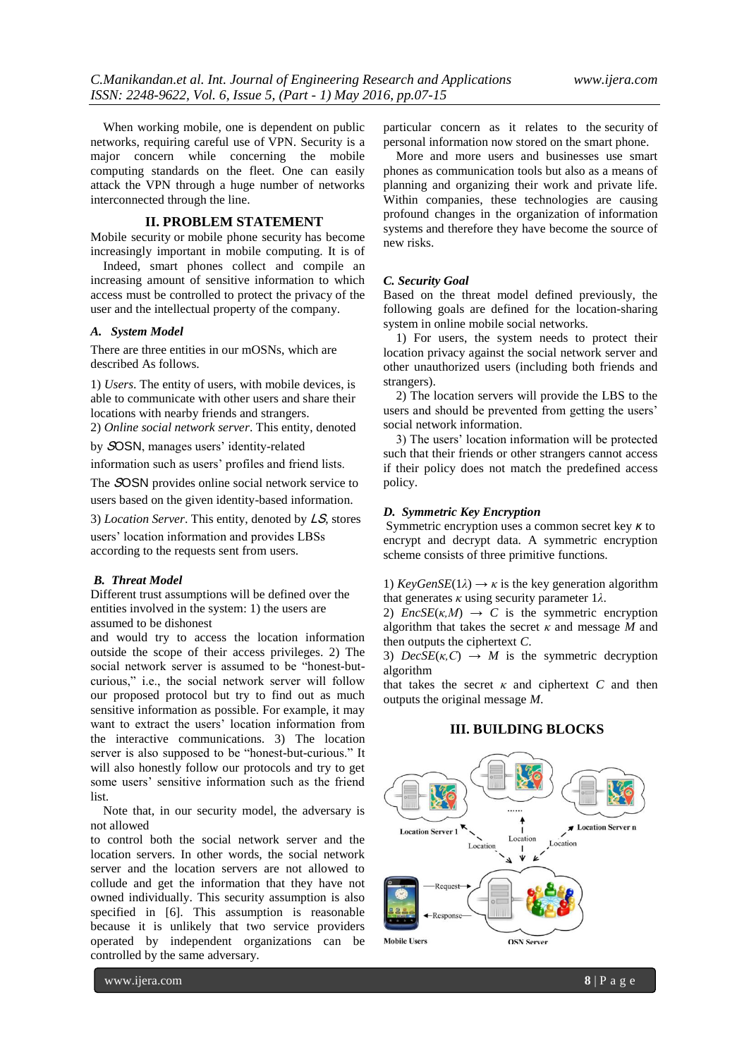When working mobile, one is dependent on public networks, requiring careful use of VPN. Security is a major concern while concerning the mobile computing standards on the fleet. One can easily attack the VPN through a huge number of networks interconnected through the line.

## II. PROBLEM STATEMENT

Mobile security or mobile phone security has become increasingly important in mobile computing. It is of

Indeed, smart phones collect and compile an increasing amount of sensitive information to which access must be controlled to protect the privacy of the user and the intellectual property of the company.

### A. System Model

There are three entities in our mOSNs, which are described As follows.

1) *Users*. The entity of users, with mobile devices, is able to communicate with other users and share their locations with nearby friends and strangers.
2) *Online social network server*. This entity, denoted by *SOSN*, manages users' identity-related information such as users' profiles and friend lists. The *SOSN* provides online social network service to users based on the given identity-based information.
3) *Location Server*. This entity, denoted by *LS*, stores users' location information and provides LBSs according to the requests sent from users.

### B. Threat Model

Different trust assumptions will be defined over the entities involved in the system: 1) the users are assumed to be dishonest and would try to access the location information outside the scope of their access privileges. 2) The social network server is assumed to be "honest-but-curious," i.e., the social network server will follow our proposed protocol but try to find out as much sensitive information as possible. For example, it may want to extract the users' location information from the interactive communications. 3) The location server is also supposed to be "honest-but-curious." It will also honestly follow our protocols and try to get some users' sensitive information such as the friend list.

Note that, in our security model, the adversary is not allowed to control both the social network server and the location servers. In other words, the social network server and the location servers are not allowed to collude and get the information that they have not owned individually. This security assumption is also specified in [6]. This assumption is reasonable because it is unlikely that two service providers operated by independent organizations can be controlled by the same adversary.

particular concern as it relates to the security of personal information now stored on the smart phone.

More and more users and businesses use smart phones as communication tools but also as a means of planning and organizing their work and private life. Within companies, these technologies are causing profound changes in the organization of information systems and therefore they have become the source of new risks.

### C. Security Goal

Based on the threat model defined previously, the following goals are defined for the location-sharing system in online mobile social networks.

1) For users, the system needs to protect their location privacy against the social network server and other unauthorized users (including both friends and strangers).

2) The location servers will provide the LBS to the users and should be prevented from getting the users' social network information.

3) The users' location information will be protected such that their friends or other strangers cannot access if their policy does not match the predefined access policy.

### D. Symmetric Key Encryption

Symmetric encryption uses a common secret key $\kappa$ to encrypt and decrypt data. A symmetric encryption scheme consists of three primitive functions.

1) $KeyGenSE(1\lambda) \rightarrow \kappa$ is the key generation algorithm that generates $\kappa$ using security parameter $1\lambda$.
2) $EncSE(\kappa,M) \rightarrow C$ is the symmetric encryption algorithm that takes the secret $\kappa$ and message $M$ and then outputs the ciphertext $C$.
3) $DecSE(\kappa,C) \rightarrow M$ is the symmetric decryption algorithm that takes the secret $\kappa$ and ciphertext $C$ and then outputs the original message $M$.

## III. BUILDING BLOCKS

Location Server 1 ...... Location Server n

Location Location Location

Mobile Users —Request→ ←Response— OSN Server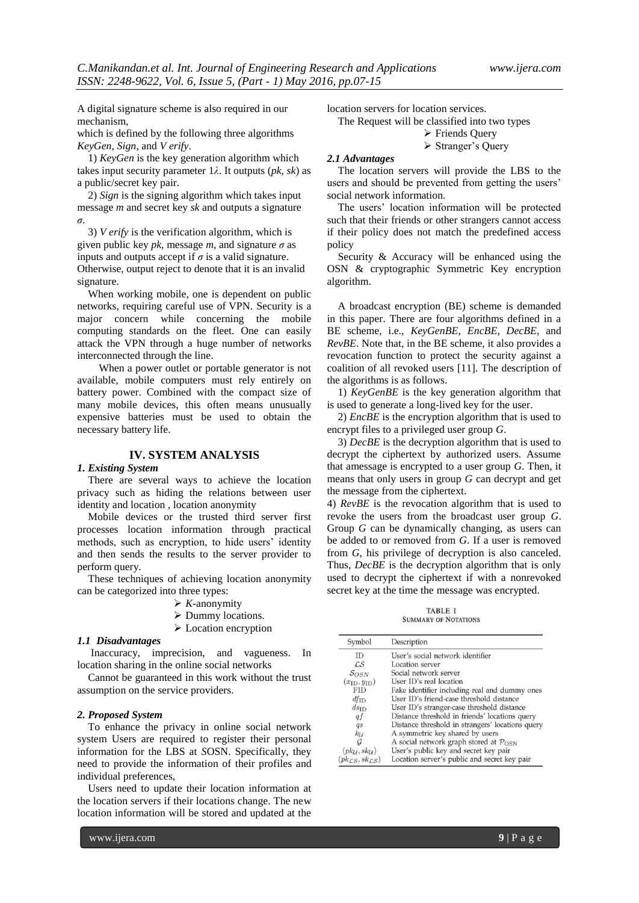A digital signature scheme is also required in our mechanism,

which is defined by the following three algorithms *KeyGen, Sign,* and *V erify*.

1) *KeyGen* is the key generation algorithm which takes input security parameter $1\lambda$. It outputs (*pk, sk*) as a public/secret key pair.

2) *Sign* is the signing algorithm which takes input message *m* and secret key *sk* and outputs a signature $\sigma$.

3) *V erify* is the verification algorithm, which is given public key *pk*, message *m*, and signature $\sigma$ as inputs and outputs accept if $\sigma$ is a valid signature. Otherwise, output reject to denote that it is an invalid signature.

When working mobile, one is dependent on public networks, requiring careful use of VPN. Security is a major concern while concerning the mobile computing standards on the fleet. One can easily attack the VPN through a huge number of networks interconnected through the line.

When a power outlet or portable generator is not available, mobile computers must rely entirely on battery power. Combined with the compact size of many mobile devices, this often means unusually expensive batteries must be used to obtain the necessary battery life.

## IV. SYSTEM ANALYSIS

### *1. Existing System*

There are several ways to achieve the location privacy such as hiding the relations between user identity and location , location anonymity

Mobile devices or the trusted third server first processes location information through practical methods, such as encryption, to hide users' identity and then sends the results to the server provider to perform query.

These techniques of achieving location anonymity can be categorized into three types:

- *K*-anonymity
- Dummy locations.
- Location encryption

### *1.1 Disadvantages*

Inaccuracy, imprecision, and vagueness. In location sharing in the online social networks

Cannot be guaranteed in this work without the trust assumption on the service providers.

### *2. Proposed System*

To enhance the privacy in online social network system Users are required to register their personal information for the LBS at *S*OSN. Specifically, they need to provide the information of their profiles and individual preferences,

Users need to update their location information at the location servers if their locations change. The new location information will be stored and updated at the location servers for location services.

The Request will be classified into two types

- Friends Query
- Stranger's Query

### *2.1 Advantages*

The location servers will provide the LBS to the users and should be prevented from getting the users' social network information.

The users' location information will be protected such that their friends or other strangers cannot access if their policy does not match the predefined access policy

Security & Accuracy will be enhanced using the OSN & cryptographic Symmetric Key encryption algorithm.

A broadcast encryption (BE) scheme is demanded in this paper. There are four algorithms defined in a BE scheme, i.e., *KeyGenBE*, *EncBE*, *DecBE*, and *RevBE*. Note that, in the BE scheme, it also provides a revocation function to protect the security against a coalition of all revoked users [11]. The description of the algorithms is as follows.

1) *KeyGenBE* is the key generation algorithm that is used to generate a long-lived key for the user.

2) *EncBE* is the encryption algorithm that is used to encrypt files to a privileged user group *G*.

3) *DecBE* is the decryption algorithm that is used to decrypt the ciphertext by authorized users. Assume that amessage is encrypted to a user group *G*. Then, it means that only users in group *G* can decrypt and get the message from the ciphertext.

4) *RevBE* is the revocation algorithm that is used to revoke the users from the broadcast user group *G*. Group *G* can be dynamically changing, as users can be added to or removed from *G*. If a user is removed from *G*, his privilege of decryption is also canceled. Thus, *DecBE* is the decryption algorithm that is only used to decrypt the ciphertext if with a nonrevoked secret key at the time the message was encrypted.

TABLE I
SUMMARY OF NOTATIONS

| Symbol | Description |
|---|---|
| ID | User's social network identifier |
| $\mathcal{LS}$ | Location server |
| $\mathcal{S}_{OSN}$ | Social network server |
| $(x_{\text{ID}}, y_{\text{ID}})$ | User ID's real location |
| FID | Fake identifier including real and dummy ones |
| $df_{\text{ID}}$ | User ID's friend-case threshold distance |
| $ds_{\text{ID}}$ | User ID's stranger-case threshold distance |
| $qf$ | Distance threshold in friends' locations query |
| $qs$ | Distance threshold in strangers' locations query |
| $k_{\mathcal{U}}$ | A symmetric key shared by users |
| $\mathcal{G}$ | A social network graph stored at $\mathcal{P}_{\text{OSN}}$ |
| $(pk_{\mathcal{U}}, sk_{\mathcal{U}})$ | User's public key and secret key pair |
| $(pk_{\mathcal{LS}}, sk_{\mathcal{LS}})$ | Location server's public and secret key pair |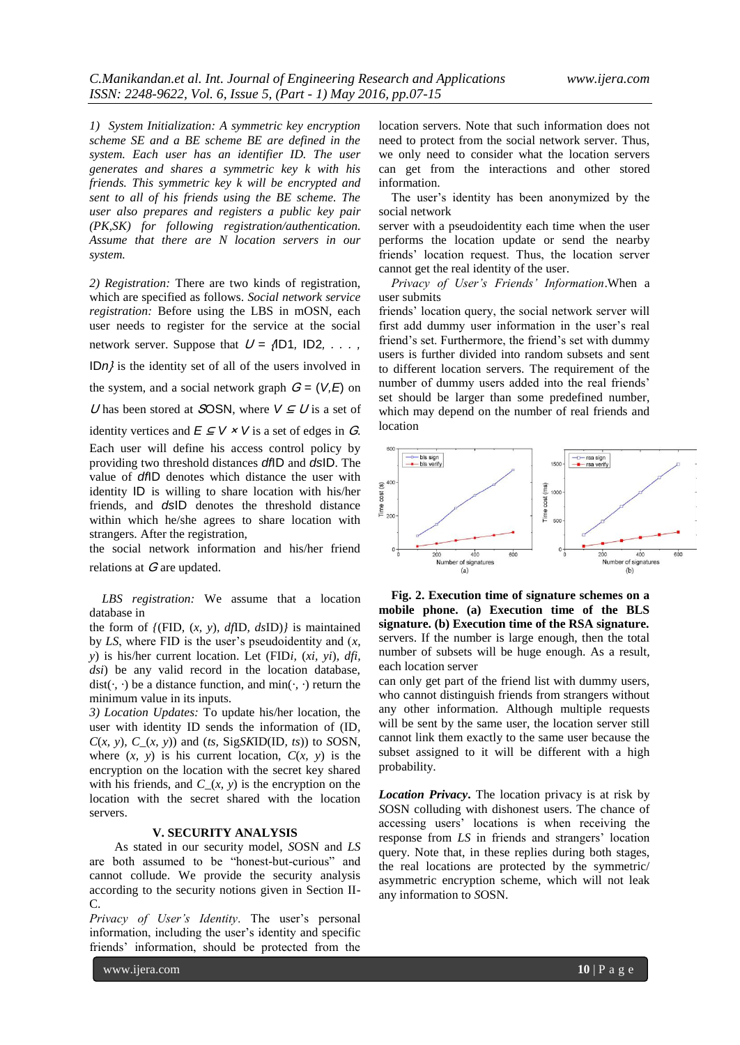*1) System Initialization: A symmetric key encryption scheme SE and a BE scheme BE are defined in the system. Each user has an identifier ID. The user generates and shares a symmetric key k with his friends. This symmetric key k will be encrypted and sent to all of his friends using the BE scheme. The user also prepares and registers a public key pair (PK,SK) for following registration/authentication. Assume that there are N location servers in our system.*

*2) Registration:* There are two kinds of registration, which are specified as follows. *Social network service registration:* Before using the LBS in mOSN, each user needs to register for the service at the social network server. Suppose that $U = \{ID1, ID2, . . . , IDn\}$ is the identity set of all of the users involved in the system, and a social network graph $G = (V,E)$ on $U$ has been stored at *S*OSN, where $V \subseteq U$ is a set of identity vertices and $E \subseteq V \times V$ is a set of edges in $G$. Each user will define his access control policy by providing two threshold distances $df$ID and $ds$ID. The value of $df$ID denotes which distance the user with identity ID is willing to share location with his/her friends, and $ds$ID denotes the threshold distance within which he/she agrees to share location with strangers. After the registration,
the social network information and his/her friend relations at $G$ are updated.

*LBS registration:* We assume that a location database in
the form of $\{(FID, (x, y), dfID, dsID)\}$ is maintained by *LS*, where FID is the user's pseudoidentity and $(x, y)$ is his/her current location. Let $(FIDi, (xi, yi), dfi, dsi)$ be any valid record in the location database, $\text{dist}(\cdot, \cdot)$ be a distance function, and $\min(\cdot, \cdot)$ return the minimum value in its inputs.

*3) Location Updates:* To update his/her location, the user with identity ID sends the information of (ID, $C(x, y)$, $C\_(x, y)$) and ($ts$, Sig*S*KID(ID, $ts$)) to *S*OSN, where $(x, y)$ is his current location, $C(x, y)$ is the encryption on the location with the secret key shared with his friends, and $C\_(x, y)$ is the encryption on the location with the secret shared with the location servers.

## V. SECURITY ANALYSIS

As stated in our security model, *S*OSN and *LS* are both assumed to be "honest-but-curious" and cannot collude. We provide the security analysis according to the security notions given in Section II-C.

*Privacy of User's Identity*. The user's personal information, including the user's identity and specific friends' information, should be protected from the location servers. Note that such information does not need to protect from the social network server. Thus, we only need to consider what the location servers can get from the interactions and other stored information.

The user's identity has been anonymized by the social network
server with a pseudoidentity each time when the user performs the location update or send the nearby friends' location request. Thus, the location server cannot get the real identity of the user.

*Privacy of User's Friends' Information*.When a user submits
friends' location query, the social network server will first add dummy user information in the user's real friend's set. Furthermore, the friend's set with dummy users is further divided into random subsets and sent to different location servers. The requirement of the number of dummy users added into the real friends' set should be larger than some predefined number, which may depend on the number of real friends and location

**Fig. 2. Execution time of signature schemes on a mobile phone. (a) Execution time of the BLS signature. (b) Execution time of the RSA signature.**

servers. If the number is large enough, then the total number of subsets will be huge enough. As a result, each location server
can only get part of the friend list with dummy users, who cannot distinguish friends from strangers without any other information. Although multiple requests will be sent by the same user, the location server still cannot link them exactly to the same user because the subset assigned to it will be different with a high probability.

***Location Privacy***. The location privacy is at risk by *S*OSN colluding with dishonest users. The chance of accessing users' locations is when receiving the response from *LS* in friends and strangers' location query. Note that, in these replies during both stages, the real locations are protected by the symmetric/ asymmetric encryption scheme, which will not leak any information to *S*OSN.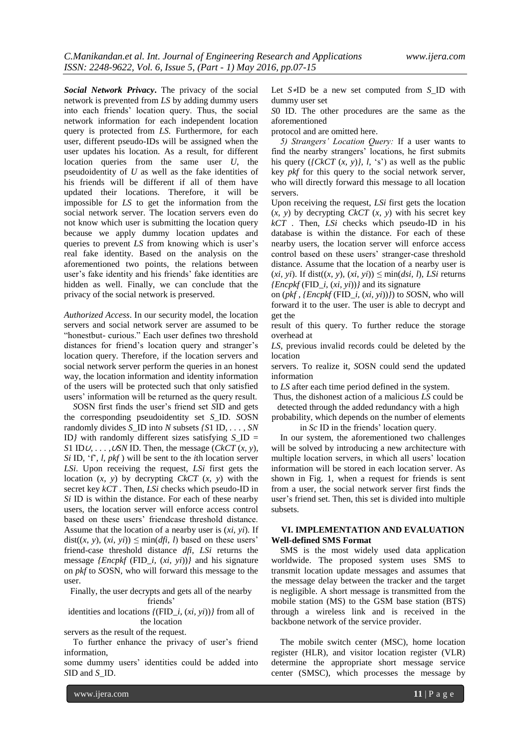***Social Network Privacy*.** The privacy of the social network is prevented from *LS* by adding dummy users into each friends' location query. Thus, the social network information for each independent location query is protected from *LS*. Furthermore, for each user, different pseudo-IDs will be assigned when the user updates his location. As a result, for different location queries from the same user *U*, the pseudoidentity of *U* as well as the fake identities of his friends will be different if all of them have updated their locations. Therefore, it will be impossible for *LS* to get the information from the social network server. The location servers even do not know which user is submitting the location query because we apply dummy location updates and queries to prevent *LS* from knowing which is user's real fake identity. Based on the analysis on the aforementioned two points, the relations between user's fake identity and his friends' fake identities are hidden as well. Finally, we can conclude that the privacy of the social network is preserved.

*Authorized Access*. In our security model, the location servers and social network server are assumed to be "honestbut- curious." Each user defines two threshold distances for friend's location query and stranger's location query. Therefore, if the location servers and social network server perform the queries in an honest way, the location information and identity information of the users will be protected such that only satisfied users' information will be returned as the query result.

*S*OSN first finds the user's friend set *S*ID and gets the corresponding pseudoidentity set *S*_ID. *S*OSN randomly divides *S*_ID into *N* subsets $\{S1\text{ ID}, \ldots, SN$ ID$\}$ with randomly different sizes satisfying $S\_\text{ID} = S1\text{ ID} \cup, \ldots, \cup SN$ ID. Then, the message (*CkCT* (*x, y*), *Si* ID, 'f', *l*, *pkf* ) will be sent to the *i*th location server *LSi*. Upon receiving the request, *LSi* first gets the location (*x, y*) by decrypting *CkCT* (*x, y*) with the secret key *kCT* . Then, *LSi* checks which pseudo-ID in *Si* ID is within the distance. For each of these nearby users, the location server will enforce access control based on these users' friendcase threshold distance. Assume that the location of a nearby user is (*xi, yi*). If $\text{dist}((x, y), (xi, yi)) \leq \min(dfi, l)$ based on these users' friend-case threshold distance *dfi*, *LSi* returns the message *{Encpkf* (FID_*i*, (*xi, yi*))*}* and his signature on *pkf* to *S*OSN, who will forward this message to the user.

Finally, the user decrypts and gets all of the nearby friends' identities and locations *{*(FID_*i*, (*xi, yi*))*}* from all of the location servers as the result of the request.

To further enhance the privacy of user's friend information, some dummy users' identities could be added into *S*ID and *S*_ID.

Let *S*∗ID be a new set computed from *S*_ID with dummy user set *S*0 ID. The other procedures are the same as the aforementioned protocol and are omitted here.

*5) Strangers' Location Query:* If a user wants to find the nearby strangers' locations, he first submits his query (*{CkCT* (*x, y*)*}*, *l*, 's') as well as the public key *pkf* for this query to the social network server, who will directly forward this message to all location servers.

Upon receiving the request, *LSi* first gets the location (*x, y*) by decrypting *CkCT* (*x, y*) with his secret key *kCT* . Then, *LSi* checks which pseudo-ID in his database is within the distance. For each of these nearby users, the location server will enforce access control based on these users' stranger-case threshold distance. Assume that the location of a nearby user is (*xi, yi*). If $\text{dist}((x, y), (xi, yi)) \leq \min(dsi, l)$, *LSi* returns *{Encpkf* (FID_*i*, (*xi, yi*))*}* and its signature on (*pkf* , *{Encpkf* (FID_*i*, (*xi, yi*))*}*) to *S*OSN, who will forward it to the user. The user is able to decrypt and get the result of this query. To further reduce the storage overhead at *LS*, previous invalid records could be deleted by the location servers. To realize it, *S*OSN could send the updated information to *LS* after each time period defined in the system.

Thus, the dishonest action of a malicious *LS* could be detected through the added redundancy with a high probability, which depends on the number of elements in *Sc* ID in the friends' location query.

In our system, the aforementioned two challenges will be solved by introducing a new architecture with multiple location servers, in which all users' location information will be stored in each location server. As shown in Fig. 1, when a request for friends is sent from a user, the social network server first finds the user's friend set. Then, this set is divided into multiple subsets.

## VI. IMPLEMENTATION AND EVALUATION

**Well-defined SMS Format**

SMS is the most widely used data application worldwide. The proposed system uses SMS to transmit location update messages and assumes that the message delay between the tracker and the target is negligible. A short message is transmitted from the mobile station (MS) to the GSM base station (BTS) through a wireless link and is received in the backbone network of the service provider.

The mobile switch center (MSC), home location register (HLR), and visitor location register (VLR) determine the appropriate short message service center (SMSC), which processes the message by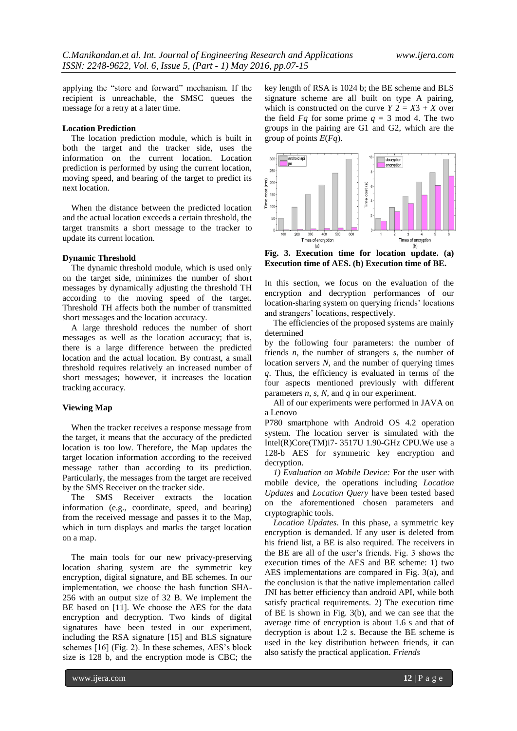applying the "store and forward" mechanism. If the recipient is unreachable, the SMSC queues the message for a retry at a later time.

**Location Prediction**

The location prediction module, which is built in both the target and the tracker side, uses the information on the current location. Location prediction is performed by using the current location, moving speed, and bearing of the target to predict its next location.

When the distance between the predicted location and the actual location exceeds a certain threshold, the target transmits a short message to the tracker to update its current location.

**Dynamic Threshold**

The dynamic threshold module, which is used only on the target side, minimizes the number of short messages by dynamically adjusting the threshold TH according to the moving speed of the target. Threshold TH affects both the number of transmitted short messages and the location accuracy.

A large threshold reduces the number of short messages as well as the location accuracy; that is, there is a large difference between the predicted location and the actual location. By contrast, a small threshold requires relatively an increased number of short messages; however, it increases the location tracking accuracy.

**Viewing Map**

When the tracker receives a response message from the target, it means that the accuracy of the predicted location is too low. Therefore, the Map updates the target location information according to the received message rather than according to its prediction. Particularly, the messages from the target are received by the SMS Receiver on the tracker side.

The SMS Receiver extracts the location information (e.g., coordinate, speed, and bearing) from the received message and passes it to the Map, which in turn displays and marks the target location on a map.

The main tools for our new privacy-preserving location sharing system are the symmetric key encryption, digital signature, and BE schemes. In our implementation, we choose the hash function SHA-256 with an output size of 32 B. We implement the BE based on [11]. We choose the AES for the data encryption and decryption. Two kinds of digital signatures have been tested in our experiment, including the RSA signature [15] and BLS signature schemes [16] (Fig. 2). In these schemes, AES's block size is 128 b, and the encryption mode is CBC; the key length of RSA is 1024 b; the BE scheme and BLS signature scheme are all built on type A pairing, which is constructed on the curve $Y^2 = X^3 + X$ over the field $F_q$ for some prime $q = 3 \bmod 4$. The two groups in the pairing are G1 and G2, which are the group of points $E(F_q)$.

**Fig. 3. Execution time for location update. (a) Execution time of AES. (b) Execution time of BE.**

In this section, we focus on the evaluation of the encryption and decryption performances of our location-sharing system on querying friends' locations and strangers' locations, respectively.

The efficiencies of the proposed systems are mainly determined by the following four parameters: the number of friends $n$, the number of strangers $s$, the number of location servers $N$, and the number of querying times $q$. Thus, the efficiency is evaluated in terms of the four aspects mentioned previously with different parameters $n$, $s$, $N$, and $q$ in our experiment.

All of our experiments were performed in JAVA on a Lenovo P780 smartphone with Android OS 4.2 operation system. The location server is simulated with the Intel(R)Core(TM)i7- 3517U 1.90-GHz CPU.We use a 128-b AES for symmetric key encryption and decryption.

*1) Evaluation on Mobile Device:* For the user with mobile device, the operations including *Location Updates* and *Location Query* have been tested based on the aforementioned chosen parameters and cryptographic tools.

*Location Updates*. In this phase, a symmetric key encryption is demanded. If any user is deleted from his friend list, a BE is also required. The receivers in the BE are all of the user's friends. Fig. 3 shows the execution times of the AES and BE scheme: 1) two AES implementations are compared in Fig. 3(a), and the conclusion is that the native implementation called JNI has better efficiency than android API, while both satisfy practical requirements. 2) The execution time of BE is shown in Fig. 3(b), and we can see that the average time of encryption is about 1.6 s and that of decryption is about 1.2 s. Because the BE scheme is used in the key distribution between friends, it can also satisfy the practical application. *Friends*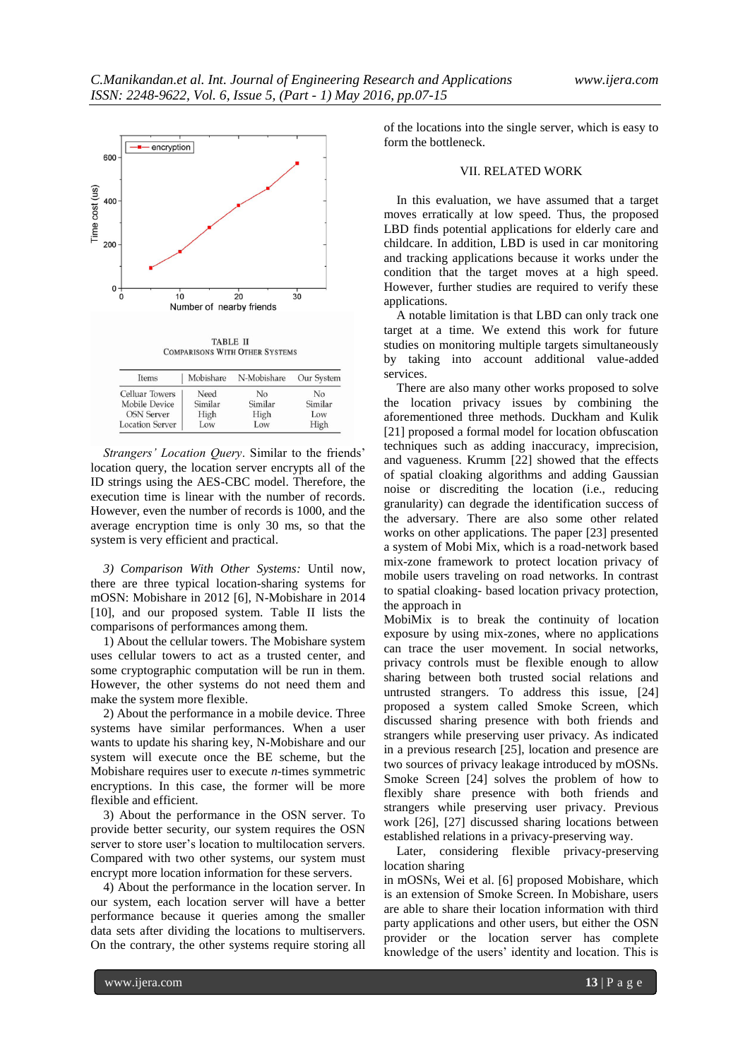TABLE II
COMPARISONS WITH OTHER SYSTEMS

| Items | Mobishare | N-Mobishare | Our System |
|---|---|---|---|
| Celluar Towers | Need | No | No |
| Mobile Device | Similar | Similar | Similar |
| OSN Server | High | High | Low |
| Location Server | Low | Low | High |

*Strangers' Location Query*. Similar to the friends' location query, the location server encrypts all of the ID strings using the AES-CBC model. Therefore, the execution time is linear with the number of records. However, even the number of records is 1000, and the average encryption time is only 30 ms, so that the system is very efficient and practical.

*3) Comparison With Other Systems:* Until now, there are three typical location-sharing systems for mOSN: Mobishare in 2012 [6], N-Mobishare in 2014 [10], and our proposed system. Table II lists the comparisons of performances among them.

1) About the cellular towers. The Mobishare system uses cellular towers to act as a trusted center, and some cryptographic computation will be run in them. However, the other systems do not need them and make the system more flexible.

2) About the performance in a mobile device. Three systems have similar performances. When a user wants to update his sharing key, N-Mobishare and our system will execute once the BE scheme, but the Mobishare requires user to execute *n*-times symmetric encryptions. In this case, the former will be more flexible and efficient.

3) About the performance in the OSN server. To provide better security, our system requires the OSN server to store user's location to multilocation servers. Compared with two other systems, our system must encrypt more location information for these servers.

4) About the performance in the location server. In our system, each location server will have a better performance because it queries among the smaller data sets after dividing the locations to multiservers. On the contrary, the other systems require storing all of the locations into the single server, which is easy to form the bottleneck.

## VII. RELATED WORK

In this evaluation, we have assumed that a target moves erratically at low speed. Thus, the proposed LBD finds potential applications for elderly care and childcare. In addition, LBD is used in car monitoring and tracking applications because it works under the condition that the target moves at a high speed. However, further studies are required to verify these applications.

A notable limitation is that LBD can only track one target at a time. We extend this work for future studies on monitoring multiple targets simultaneously by taking into account additional value-added services.

There are also many other works proposed to solve the location privacy issues by combining the aforementioned three methods. Duckham and Kulik [21] proposed a formal model for location obfuscation techniques such as adding inaccuracy, imprecision, and vagueness. Krumm [22] showed that the effects of spatial cloaking algorithms and adding Gaussian noise or discrediting the location (i.e., reducing granularity) can degrade the identification success of the adversary. There are also some other related works on other applications. The paper [23] presented a system of Mobi Mix, which is a road-network based mix-zone framework to protect location privacy of mobile users traveling on road networks. In contrast to spatial cloaking- based location privacy protection, the approach in MobiMix is to break the continuity of location exposure by using mix-zones, where no applications can trace the user movement. In social networks, privacy controls must be flexible enough to allow sharing between both trusted social relations and untrusted strangers. To address this issue, [24] proposed a system called Smoke Screen, which discussed sharing presence with both friends and strangers while preserving user privacy. As indicated in a previous research [25], location and presence are two sources of privacy leakage introduced by mOSNs. Smoke Screen [24] solves the problem of how to flexibly share presence with both friends and strangers while preserving user privacy. Previous work [26], [27] discussed sharing locations between established relations in a privacy-preserving way.

Later, considering flexible privacy-preserving location sharing in mOSNs, Wei et al. [6] proposed Mobishare, which is an extension of Smoke Screen. In Mobishare, users are able to share their location information with third party applications and other users, but either the OSN provider or the location server has complete knowledge of the users' identity and location. This is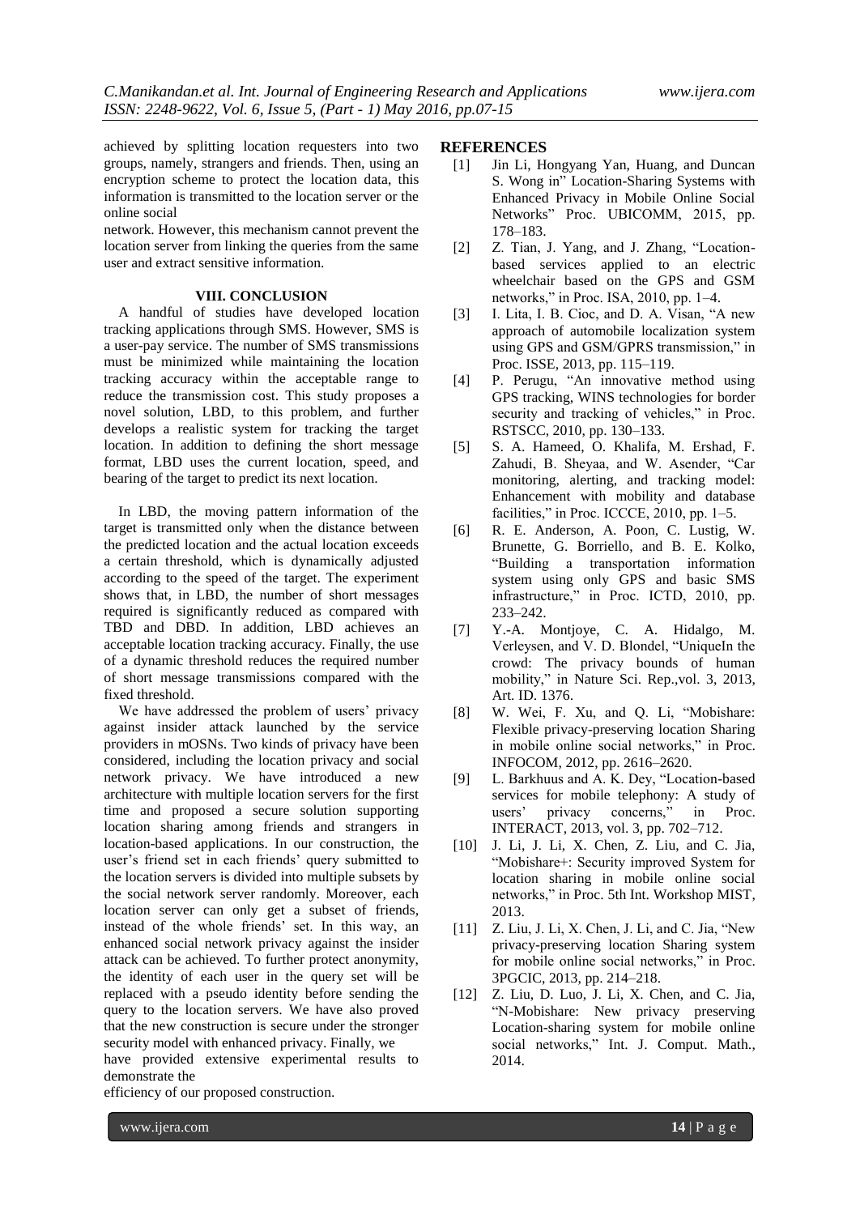achieved by splitting location requesters into two groups, namely, strangers and friends. Then, using an encryption scheme to protect the location data, this information is transmitted to the location server or the online social network. However, this mechanism cannot prevent the location server from linking the queries from the same user and extract sensitive information.

## VIII. CONCLUSION

A handful of studies have developed location tracking applications through SMS. However, SMS is a user-pay service. The number of SMS transmissions must be minimized while maintaining the location tracking accuracy within the acceptable range to reduce the transmission cost. This study proposes a novel solution, LBD, to this problem, and further develops a realistic system for tracking the target location. In addition to defining the short message format, LBD uses the current location, speed, and bearing of the target to predict its next location.

In LBD, the moving pattern information of the target is transmitted only when the distance between the predicted location and the actual location exceeds a certain threshold, which is dynamically adjusted according to the speed of the target. The experiment shows that, in LBD, the number of short messages required is significantly reduced as compared with TBD and DBD. In addition, LBD achieves an acceptable location tracking accuracy. Finally, the use of a dynamic threshold reduces the required number of short message transmissions compared with the fixed threshold.

We have addressed the problem of users' privacy against insider attack launched by the service providers in mOSNs. Two kinds of privacy have been considered, including the location privacy and social network privacy. We have introduced a new architecture with multiple location servers for the first time and proposed a secure solution supporting location sharing among friends and strangers in location-based applications. In our construction, the user's friend set in each friends' query submitted to the location servers is divided into multiple subsets by the social network server randomly. Moreover, each location server can only get a subset of friends, instead of the whole friends' set. In this way, an enhanced social network privacy against the insider attack can be achieved. To further protect anonymity, the identity of each user in the query set will be replaced with a pseudo identity before sending the query to the location servers. We have also proved that the new construction is secure under the stronger security model with enhanced privacy. Finally, we have provided extensive experimental results to demonstrate the efficiency of our proposed construction.

## REFERENCES

[1] Jin Li, Hongyang Yan, Huang, and Duncan S. Wong in" Location-Sharing Systems with Enhanced Privacy in Mobile Online Social Networks" Proc. UBICOMM, 2015, pp. 178–183.

[2] Z. Tian, J. Yang, and J. Zhang, "Location-based services applied to an electric wheelchair based on the GPS and GSM networks," in Proc. ISA, 2010, pp. 1–4.

[3] I. Lita, I. B. Cioc, and D. A. Visan, "A new approach of automobile localization system using GPS and GSM/GPRS transmission," in Proc. ISSE, 2013, pp. 115–119.

[4] P. Perugu, "An innovative method using GPS tracking, WINS technologies for border security and tracking of vehicles," in Proc. RSTSCC, 2010, pp. 130–133.

[5] S. A. Hameed, O. Khalifa, M. Ershad, F. Zahudi, B. Sheyaa, and W. Asender, "Car monitoring, alerting, and tracking model: Enhancement with mobility and database facilities," in Proc. ICCCE, 2010, pp. 1–5.

[6] R. E. Anderson, A. Poon, C. Lustig, W. Brunette, G. Borriello, and B. E. Kolko, "Building a transportation information system using only GPS and basic SMS infrastructure," in Proc. ICTD, 2010, pp. 233–242.

[7] Y.-A. Montjoye, C. A. Hidalgo, M. Verleysen, and V. D. Blondel, "UniqueIn the crowd: The privacy bounds of human mobility," in Nature Sci. Rep.,vol. 3, 2013, Art. ID. 1376.

[8] W. Wei, F. Xu, and Q. Li, "Mobishare: Flexible privacy-preserving location Sharing in mobile online social networks," in Proc. INFOCOM, 2012, pp. 2616–2620.

[9] L. Barkhuus and A. K. Dey, "Location-based services for mobile telephony: A study of users' privacy concerns," in Proc. INTERACT, 2013, vol. 3, pp. 702–712.

[10] J. Li, J. Li, X. Chen, Z. Liu, and C. Jia, "Mobishare+: Security improved System for location sharing in mobile online social networks," in Proc. 5th Int. Workshop MIST, 2013.

[11] Z. Liu, J. Li, X. Chen, J. Li, and C. Jia, "New privacy-preserving location Sharing system for mobile online social networks," in Proc. 3PGCIC, 2013, pp. 214–218.

[12] Z. Liu, D. Luo, J. Li, X. Chen, and C. Jia, "N-Mobishare: New privacy preserving Location-sharing system for mobile online social networks," Int. J. Comput. Math., 2014.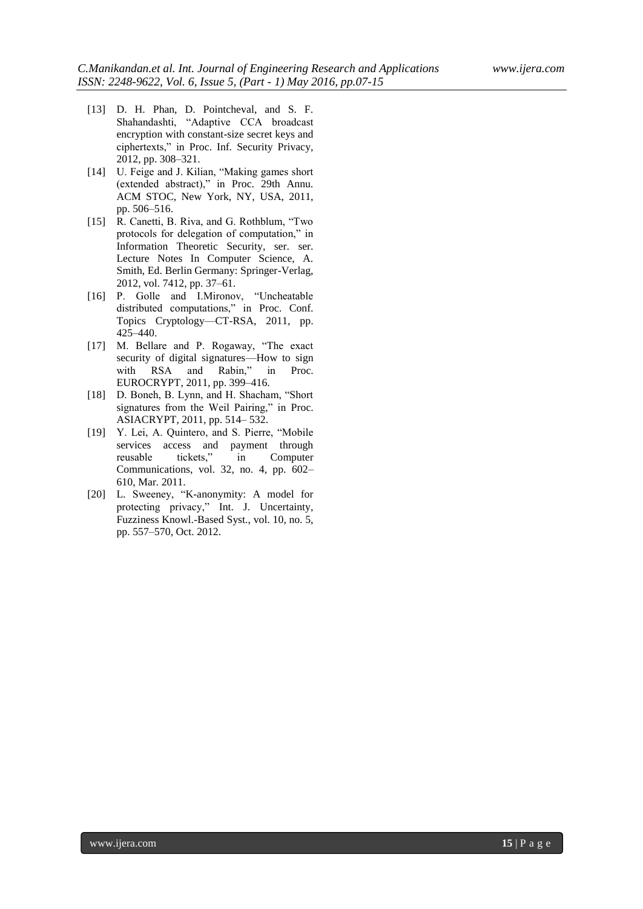[13] D. H. Phan, D. Pointcheval, and S. F. Shahandashti, "Adaptive CCA broadcast encryption with constant-size secret keys and ciphertexts," in Proc. Inf. Security Privacy, 2012, pp. 308–321.

[14] U. Feige and J. Kilian, "Making games short (extended abstract)," in Proc. 29th Annu. ACM STOC, New York, NY, USA, 2011, pp. 506–516.

[15] R. Canetti, B. Riva, and G. Rothblum, "Two protocols for delegation of computation," in Information Theoretic Security, ser. ser. Lecture Notes In Computer Science, A. Smith, Ed. Berlin Germany: Springer-Verlag, 2012, vol. 7412, pp. 37–61.

[16] P. Golle and I.Mironov, "Uncheatable distributed computations," in Proc. Conf. Topics Cryptology—CT-RSA, 2011, pp. 425–440.

[17] M. Bellare and P. Rogaway, "The exact security of digital signatures—How to sign with RSA and Rabin," in Proc. EUROCRYPT, 2011, pp. 399–416.

[18] D. Boneh, B. Lynn, and H. Shacham, "Short signatures from the Weil Pairing," in Proc. ASIACRYPT, 2011, pp. 514– 532.

[19] Y. Lei, A. Quintero, and S. Pierre, "Mobile services access and payment through reusable tickets," in Computer Communications, vol. 32, no. 4, pp. 602–610, Mar. 2011.

[20] L. Sweeney, "K-anonymity: A model for protecting privacy," Int. J. Uncertainty, Fuzziness Knowl.-Based Syst., vol. 10, no. 5, pp. 557–570, Oct. 2012.